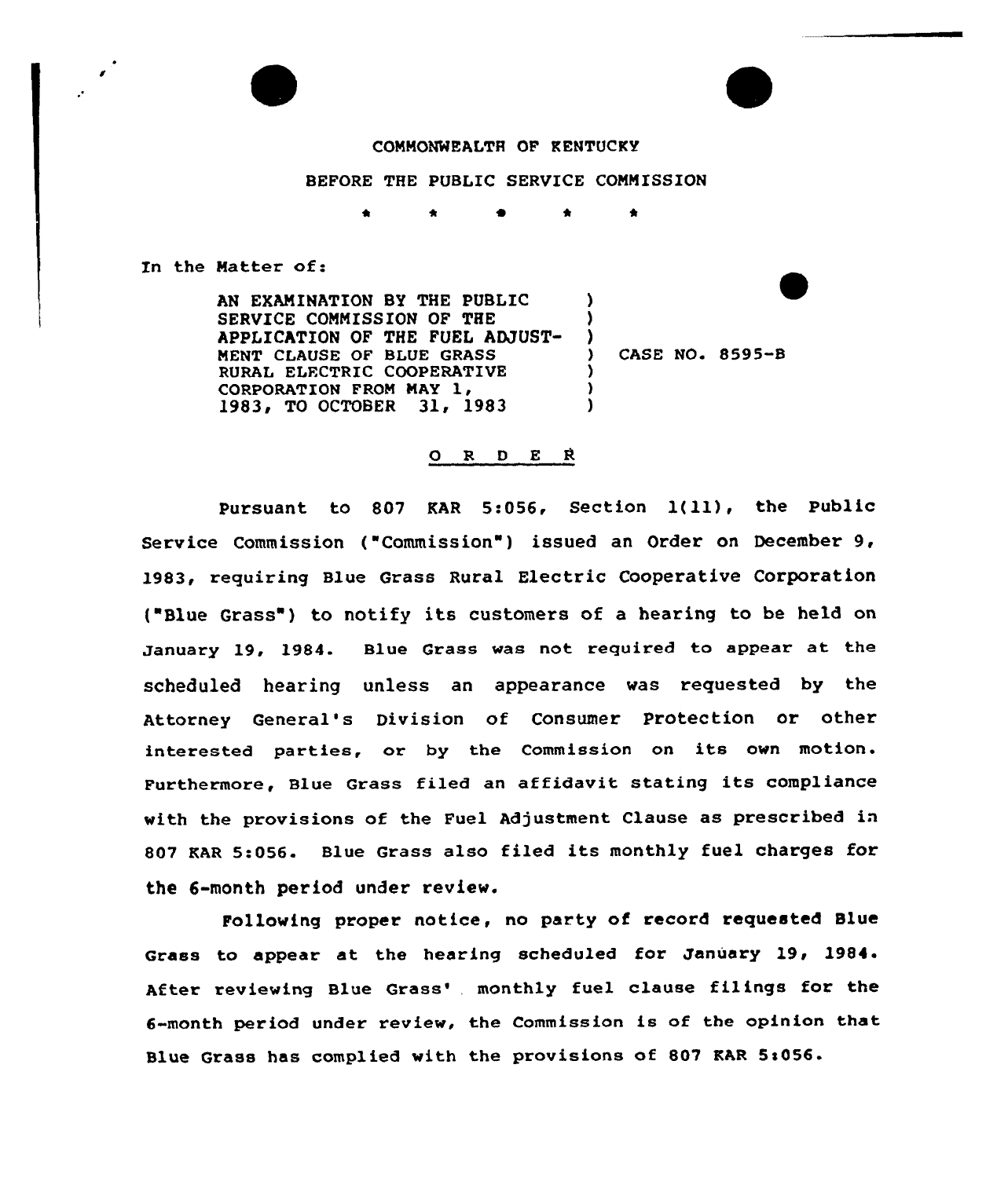COMMONWEALTH OF KENTUCKY

BEFORE THE PUBLIC SERVICE COMMISSION

\* \* \* \* \*

In the Matter of:

AN EXAMINATION BY THE PUBLIC SERVICE COMMISSION OF THE APPLICATION OF THE FUEL ADJUSTMENT CLAUSE OF BLUE GRASS RURAL ELECTRIC COOPERATIVE CORPORATION FROM MAY 1, 1983, TO OCTOBER 31, 1983 ) CASE NO. 8595-B

O R D E R

Pursuant to 807 KAR 5:056, Section 1(11), the Public Service Commission ("Commission") issued an Order on December 9, 1983, requiring Blue Grass Rural Electric Cooperative Corporation ("Blue Grass") to notify its customers of a hearing to be held on January 19, 1984. Blue Grass was not required to appear at the scheduled hearing unless an appearance was requested by the Attorney General's Division of Consumer Protection or other interested parties, or by the Commission on its own motion. Furthermore, Blue Grass filed an affidavit stating its compliance with the provisions of the Fuel Adjustment Clause as prescribed in 807 KAR 5:056. Blue Grass also filed its monthly fuel charges for the 6-month period under review.

Following proper notice, no party of record requested Blue Grass to appear at the hearing scheduled for January 19, 1984. After reviewing Blue Grass' monthly fuel clause filings for the 6-month period under review, the Commission is of the opinion that Blue Grass has complied with the provisions of 807 KAR 5:056.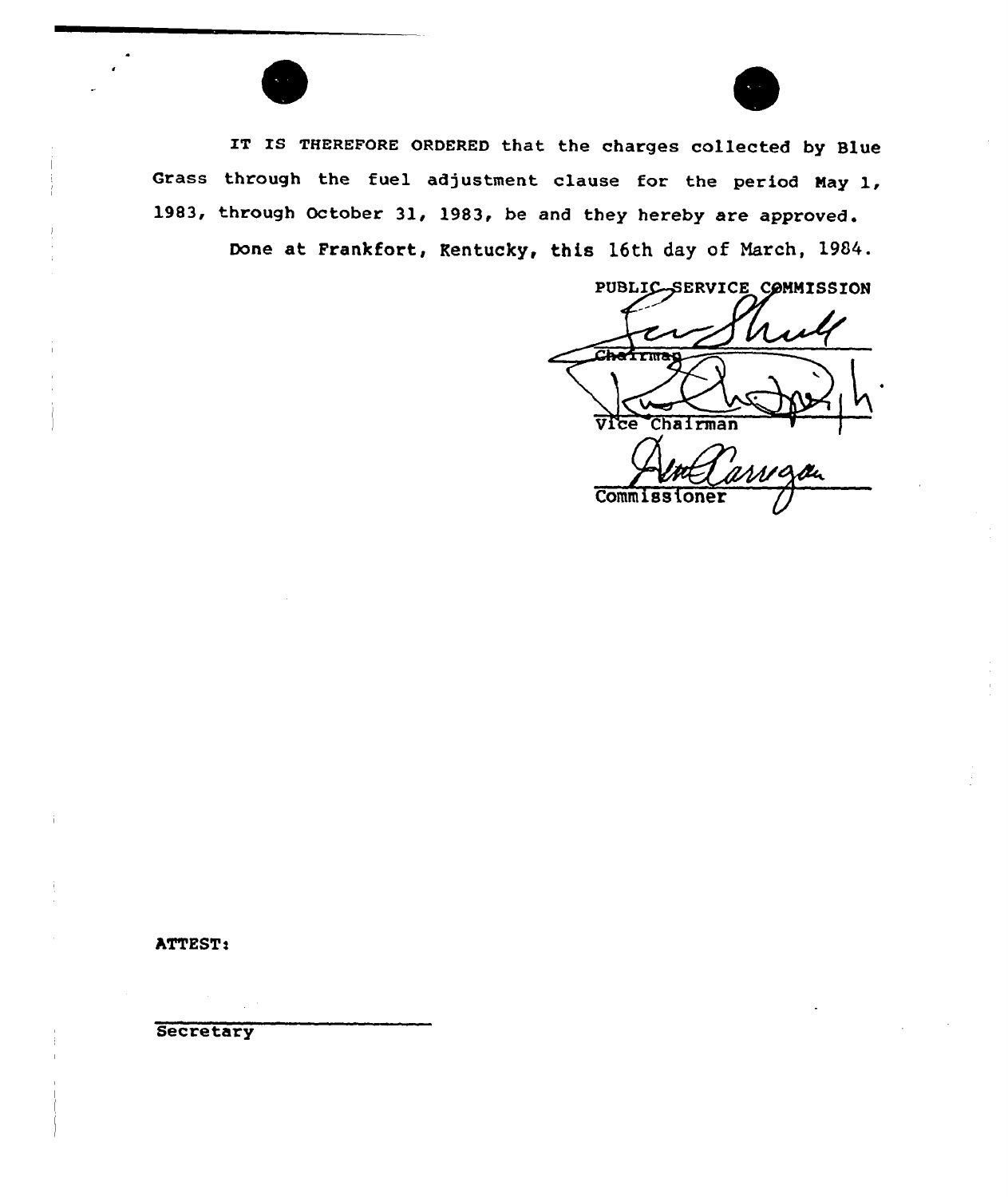IT IS THEREFORE ORDERED that the charges collected by Blue Grass through the fuel adjustment clause for the period May 1, 1983, through October 31, 1983, be and they hereby are approved.

Done at Frankfort, Kentucky, this 16th day of March, 1984.

PUBLIC SERVICE COMMISSION

Chairman

Vice Chairman

Commissioner

ATTEST:

Secretary